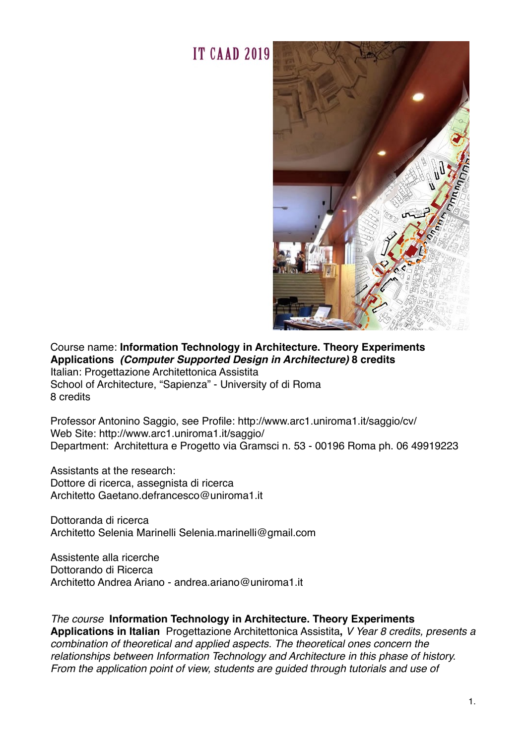# IT CAAD 2019

Course name: **Information Technology in Architecture. Theory Experiments Applications** ***(Computer Supported Design in Architecture)*** **8 credits**
Italian: Progettazione Architettonica Assistita
School of Architecture, "Sapienza" - University of di Roma
8 credits

Professor Antonino Saggio, see Profile: http://www.arc1.uniroma1.it/saggio/cv/
Web Site: http://www.arc1.uniroma1.it/saggio/
Department: Architettura e Progetto via Gramsci n. 53 - 00196 Roma ph. 06 49919223

Assistants at the research:
Dottore di ricerca, assegnista di ricerca
Architetto Gaetano.defrancesco@uniroma1.it

Dottoranda di ricerca
Architetto Selenia Marinelli Selenia.marinelli@gmail.com

Assistente alla ricerche
Dottorando di Ricerca
Architetto Andrea Ariano - andrea.ariano@uniroma1.it

*The course* **Information Technology in Architecture. Theory Experiments Applications in Italian** Progettazione Architettonica Assistita**,** *V Year 8 credits, presents a combination of theoretical and applied aspects. The theoretical ones concern the relationships between Information Technology and Architecture in this phase of history. From the application point of view, students are guided through tutorials and use of*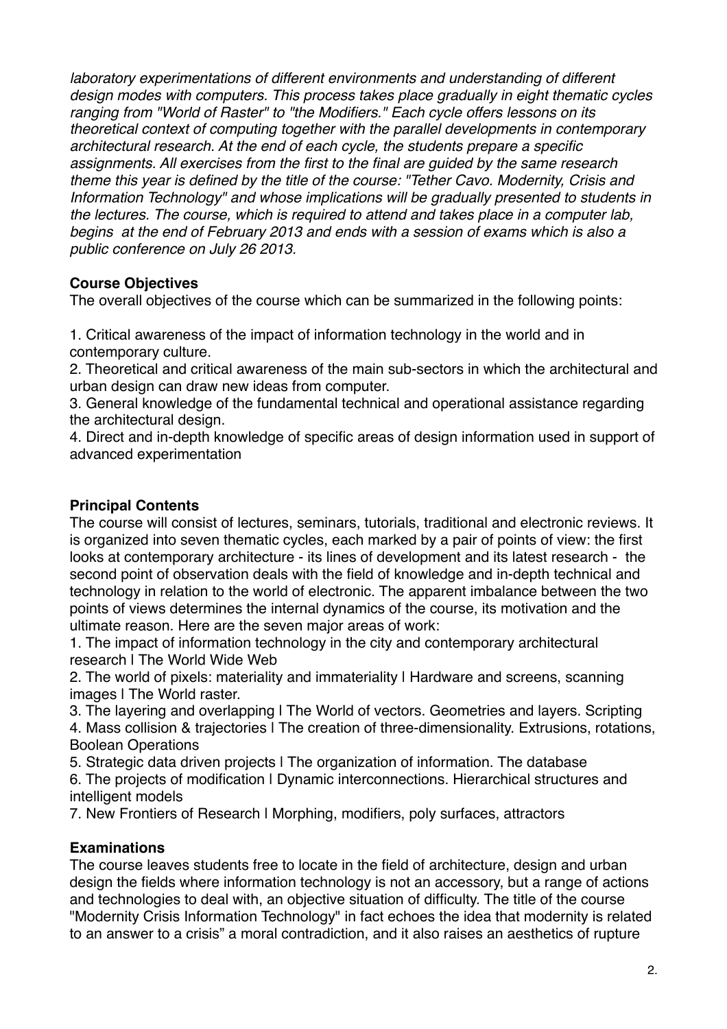*laboratory experimentations of different environments and understanding of different design modes with computers. This process takes place gradually in eight thematic cycles ranging from "World of Raster" to "the Modifiers." Each cycle offers lessons on its theoretical context of computing together with the parallel developments in contemporary architectural research. At the end of each cycle, the students prepare a specific assignments. All exercises from the first to the final are guided by the same research theme this year is defined by the title of the course: "Tether Cavo. Modernity, Crisis and Information Technology" and whose implications will be gradually presented to students in the lectures. The course, which is required to attend and takes place in a computer lab, begins at the end of February 2013 and ends with a session of exams which is also a public conference on July 26 2013.*

**Course Objectives**

The overall objectives of the course which can be summarized in the following points:

1. Critical awareness of the impact of information technology in the world and in contemporary culture.
2. Theoretical and critical awareness of the main sub-sectors in which the architectural and urban design can draw new ideas from computer.
3. General knowledge of the fundamental technical and operational assistance regarding the architectural design.
4. Direct and in-depth knowledge of specific areas of design information used in support of advanced experimentation

**Principal Contents**

The course will consist of lectures, seminars, tutorials, traditional and electronic reviews. It is organized into seven thematic cycles, each marked by a pair of points of view: the first looks at contemporary architecture - its lines of development and its latest research - the second point of observation deals with the field of knowledge and in-depth technical and technology in relation to the world of electronic. The apparent imbalance between the two points of views determines the internal dynamics of the course, its motivation and the ultimate reason. Here are the seven major areas of work:

1. The impact of information technology in the city and contemporary architectural research | The World Wide Web
2. The world of pixels: materiality and immateriality | Hardware and screens, scanning images | The World raster.
3. The layering and overlapping | The World of vectors. Geometries and layers. Scripting
4. Mass collision & trajectories | The creation of three-dimensionality. Extrusions, rotations, Boolean Operations
5. Strategic data driven projects | The organization of information. The database
6. The projects of modification | Dynamic interconnections. Hierarchical structures and intelligent models
7. New Frontiers of Research | Morphing, modifiers, poly surfaces, attractors

**Examinations**

The course leaves students free to locate in the field of architecture, design and urban design the fields where information technology is not an accessory, but a range of actions and technologies to deal with, an objective situation of difficulty. The title of the course "Modernity Crisis Information Technology" in fact echoes the idea that modernity is related to an answer to a crisis" a moral contradiction, and it also raises an aesthetics of rupture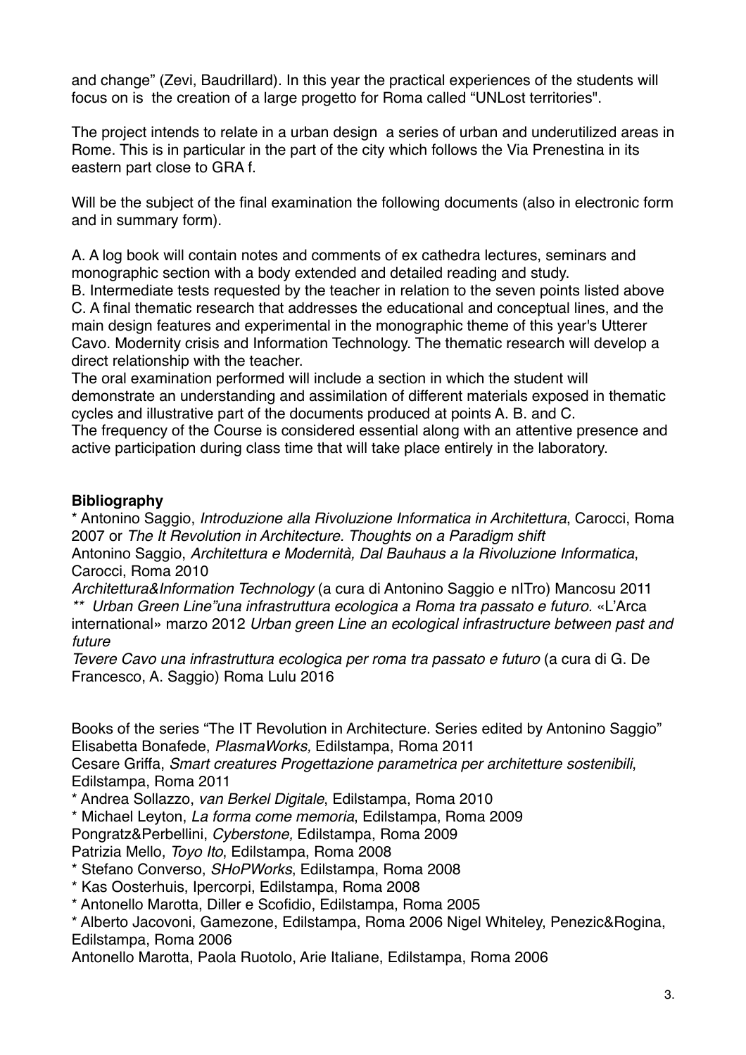and change" (Zevi, Baudrillard). In this year the practical experiences of the students will focus on is the creation of a large progetto for Roma called "UNLost territories".

The project intends to relate in a urban design a series of urban and underutilized areas in Rome. This is in particular in the part of the city which follows the Via Prenestina in its eastern part close to GRA f.

Will be the subject of the final examination the following documents (also in electronic form and in summary form).

A. A log book will contain notes and comments of ex cathedra lectures, seminars and monographic section with a body extended and detailed reading and study.
B. Intermediate tests requested by the teacher in relation to the seven points listed above
C. A final thematic research that addresses the educational and conceptual lines, and the main design features and experimental in the monographic theme of this year's Utterer Cavo. Modernity crisis and Information Technology. The thematic research will develop a direct relationship with the teacher.
The oral examination performed will include a section in which the student will demonstrate an understanding and assimilation of different materials exposed in thematic cycles and illustrative part of the documents produced at points A. B. and C.
The frequency of the Course is considered essential along with an attentive presence and active participation during class time that will take place entirely in the laboratory.

**Bibliography**
* Antonino Saggio, *Introduzione alla Rivoluzione Informatica in Architettura*, Carocci, Roma 2007 or *The It Revolution in Architecture. Thoughts on a Paradigm shift*
Antonino Saggio, *Architettura e Modernità, Dal Bauhaus a la Rivoluzione Informatica*, Carocci, Roma 2010
*Architettura&Information Technology* (a cura di Antonino Saggio e nITro) Mancosu 2011
*** Urban Green Line"una infrastruttura ecologica a Roma tra passato e futuro.* «L'Arca international» marzo 2012 *Urban green Line an ecological infrastructure between past and future*
*Tevere Cavo una infrastruttura ecologica per roma tra passato e futuro* (a cura di G. De Francesco, A. Saggio) Roma Lulu 2016

Books of the series "The IT Revolution in Architecture. Series edited by Antonino Saggio"
Elisabetta Bonafede, *PlasmaWorks,* Edilstampa, Roma 2011
Cesare Griffa, *Smart creatures Progettazione parametrica per architetture sostenibili*, Edilstampa, Roma 2011
* Andrea Sollazzo, *van Berkel Digitale*, Edilstampa, Roma 2010
* Michael Leyton, *La forma come memoria*, Edilstampa, Roma 2009
Pongratz&Perbellini, *Cyberstone,* Edilstampa, Roma 2009
Patrizia Mello, *Toyo Ito*, Edilstampa, Roma 2008
* Stefano Converso, *SHoPWorks*, Edilstampa, Roma 2008
* Kas Oosterhuis, Ipercorpi, Edilstampa, Roma 2008
* Antonello Marotta, Diller e Scofidio, Edilstampa, Roma 2005
* Alberto Jacovoni, Gamezone, Edilstampa, Roma 2006 Nigel Whiteley, Penezic&Rogina, Edilstampa, Roma 2006
Antonello Marotta, Paola Ruotolo, Arie Italiane, Edilstampa, Roma 2006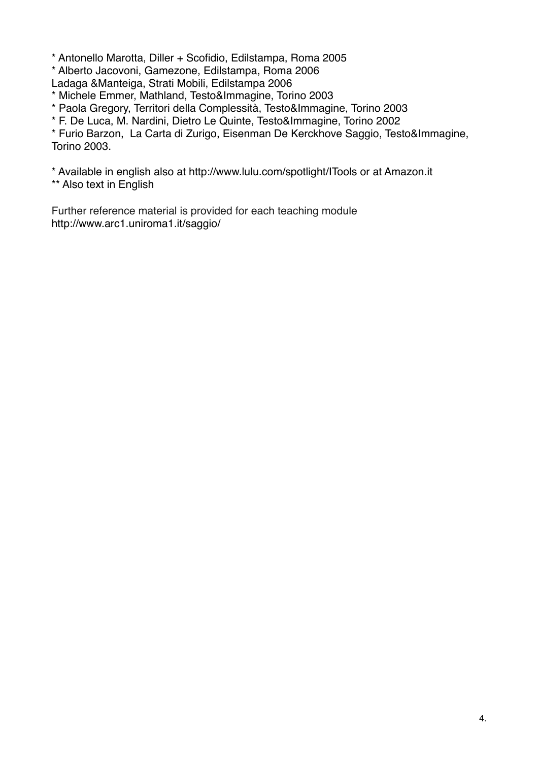* Antonello Marotta, Diller + Scofidio, Edilstampa, Roma 2005
* Alberto Jacovoni, Gamezone, Edilstampa, Roma 2006
Ladaga &Manteiga, Strati Mobili, Edilstampa 2006
* Michele Emmer, Mathland, Testo&Immagine, Torino 2003
* Paola Gregory, Territori della Complessità, Testo&Immagine, Torino 2003
* F. De Luca, M. Nardini, Dietro Le Quinte, Testo&Immagine, Torino 2002
* Furio Barzon, La Carta di Zurigo, Eisenman De Kerckhove Saggio, Testo&Immagine, Torino 2003.

* Available in english also at http://www.lulu.com/spotlight/ITools or at Amazon.it
** Also text in English

Further reference material is provided for each teaching module
http://www.arc1.uniroma1.it/saggio/